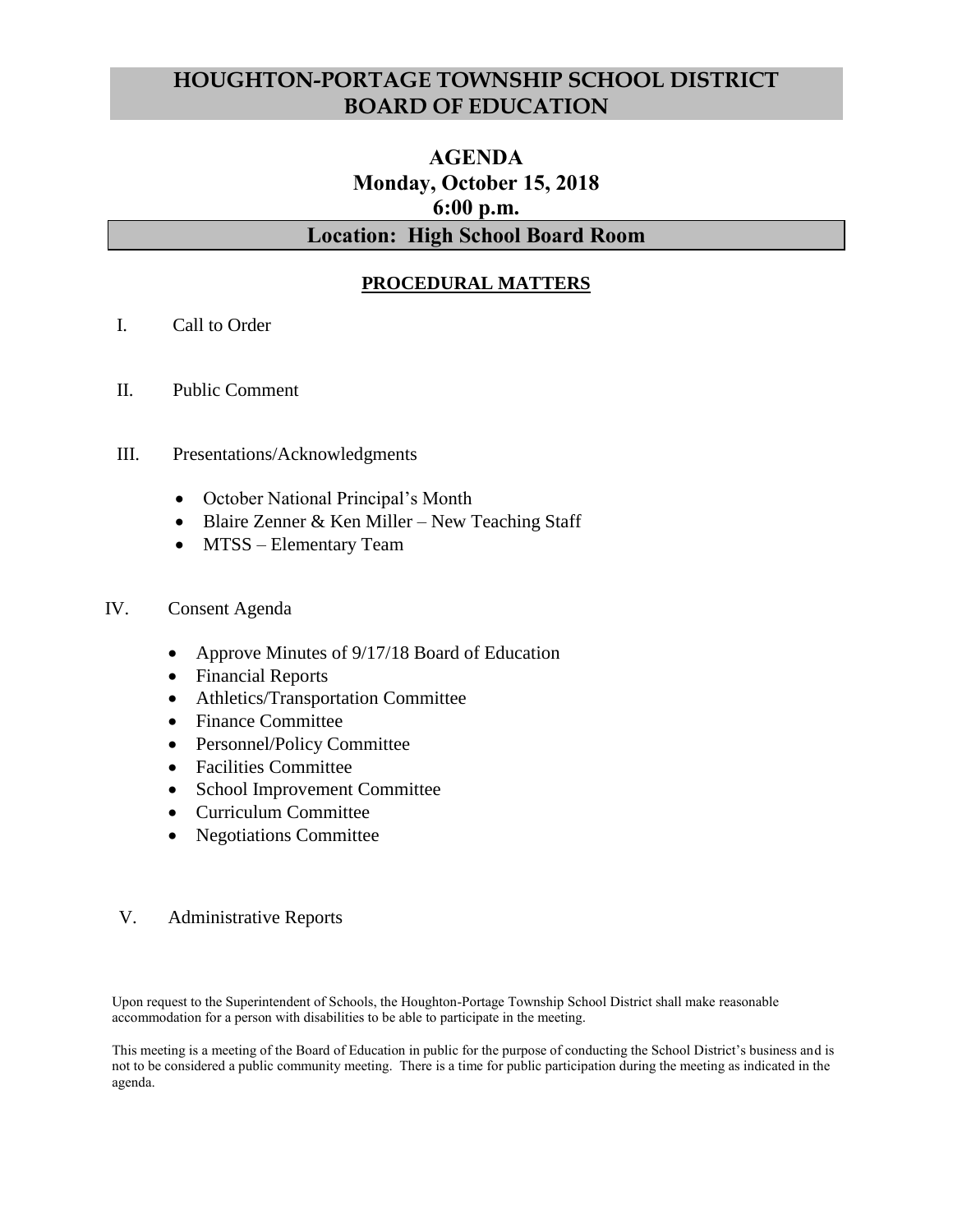# HOUGHTON-PORTAGE TOWNSHIP SCHOOL DISTRICT BOARD OF EDUCATION

## AGENDA
## Monday, October 15, 2018
## 6:00 p.m.

## Location: High School Board Room

### PROCEDURAL MATTERS

I. Call to Order

II. Public Comment

III. Presentations/Acknowledgments

- October National Principal's Month
- Blaire Zenner & Ken Miller – New Teaching Staff
- MTSS – Elementary Team

IV. Consent Agenda

- Approve Minutes of 9/17/18 Board of Education
- Financial Reports
- Athletics/Transportation Committee
- Finance Committee
- Personnel/Policy Committee
- Facilities Committee
- School Improvement Committee
- Curriculum Committee
- Negotiations Committee

V. Administrative Reports

Upon request to the Superintendent of Schools, the Houghton-Portage Township School District shall make reasonable accommodation for a person with disabilities to be able to participate in the meeting.

This meeting is a meeting of the Board of Education in public for the purpose of conducting the School District's business and is not to be considered a public community meeting. There is a time for public participation during the meeting as indicated in the agenda.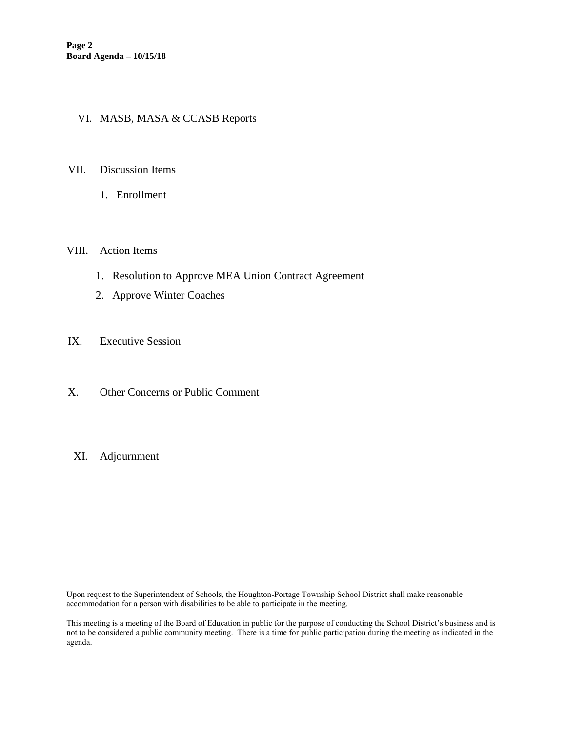VI. MASB, MASA & CCASB Reports

VII. Discussion Items

1. Enrollment

VIII. Action Items

1. Resolution to Approve MEA Union Contract Agreement
2. Approve Winter Coaches

IX. Executive Session

X. Other Concerns or Public Comment

XI. Adjournment

Upon request to the Superintendent of Schools, the Houghton-Portage Township School District shall make reasonable accommodation for a person with disabilities to be able to participate in the meeting.

This meeting is a meeting of the Board of Education in public for the purpose of conducting the School District's business and is not to be considered a public community meeting. There is a time for public participation during the meeting as indicated in the agenda.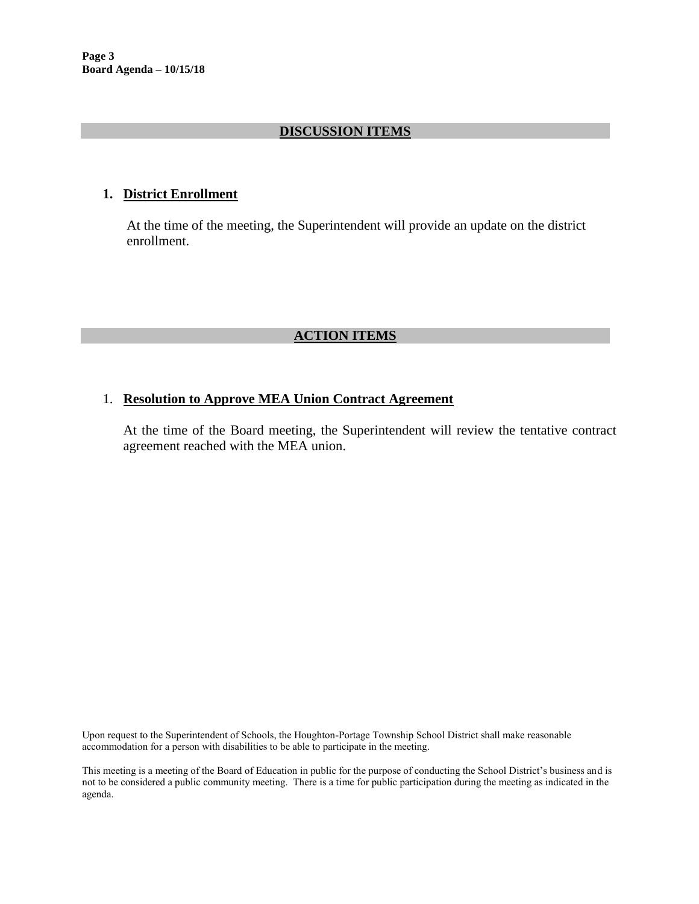## DISCUSSION ITEMS

**1. District Enrollment**

At the time of the meeting, the Superintendent will provide an update on the district enrollment.

## ACTION ITEMS

1. **Resolution to Approve MEA Union Contract Agreement**

At the time of the Board meeting, the Superintendent will review the tentative contract agreement reached with the MEA union.

Upon request to the Superintendent of Schools, the Houghton-Portage Township School District shall make reasonable accommodation for a person with disabilities to be able to participate in the meeting.

This meeting is a meeting of the Board of Education in public for the purpose of conducting the School District's business and is not to be considered a public community meeting. There is a time for public participation during the meeting as indicated in the agenda.